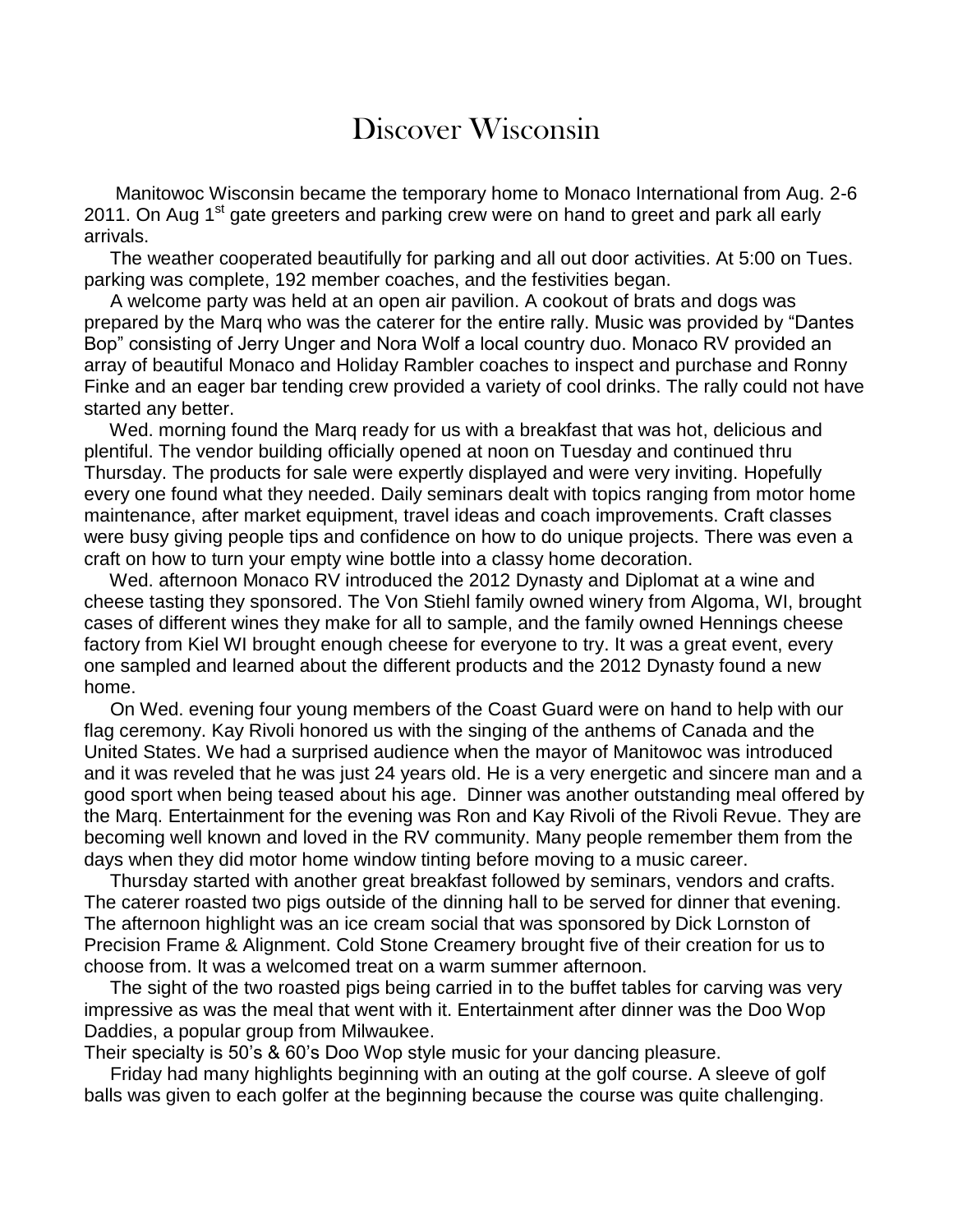# Discover Wisconsin

Manitowoc Wisconsin became the temporary home to Monaco International from Aug. 2-6 2011. On Aug 1st gate greeters and parking crew were on hand to greet and park all early arrivals.

The weather cooperated beautifully for parking and all out door activities. At 5:00 on Tues. parking was complete, 192 member coaches, and the festivities began.

A welcome party was held at an open air pavilion. A cookout of brats and dogs was prepared by the Marq who was the caterer for the entire rally. Music was provided by "Dantes Bop" consisting of Jerry Unger and Nora Wolf a local country duo. Monaco RV provided an array of beautiful Monaco and Holiday Rambler coaches to inspect and purchase and Ronny Finke and an eager bar tending crew provided a variety of cool drinks. The rally could not have started any better.

Wed. morning found the Marq ready for us with a breakfast that was hot, delicious and plentiful. The vendor building officially opened at noon on Tuesday and continued thru Thursday. The products for sale were expertly displayed and were very inviting. Hopefully every one found what they needed. Daily seminars dealt with topics ranging from motor home maintenance, after market equipment, travel ideas and coach improvements. Craft classes were busy giving people tips and confidence on how to do unique projects. There was even a craft on how to turn your empty wine bottle into a classy home decoration.

Wed. afternoon Monaco RV introduced the 2012 Dynasty and Diplomat at a wine and cheese tasting they sponsored. The Von Stiehl family owned winery from Algoma, WI, brought cases of different wines they make for all to sample, and the family owned Hennings cheese factory from Kiel WI brought enough cheese for everyone to try. It was a great event, every one sampled and learned about the different products and the 2012 Dynasty found a new home.

On Wed. evening four young members of the Coast Guard were on hand to help with our flag ceremony. Kay Rivoli honored us with the singing of the anthems of Canada and the United States. We had a surprised audience when the mayor of Manitowoc was introduced and it was reveled that he was just 24 years old. He is a very energetic and sincere man and a good sport when being teased about his age. Dinner was another outstanding meal offered by the Marq. Entertainment for the evening was Ron and Kay Rivoli of the Rivoli Revue. They are becoming well known and loved in the RV community. Many people remember them from the days when they did motor home window tinting before moving to a music career.

Thursday started with another great breakfast followed by seminars, vendors and crafts. The caterer roasted two pigs outside of the dinning hall to be served for dinner that evening. The afternoon highlight was an ice cream social that was sponsored by Dick Lornston of Precision Frame & Alignment. Cold Stone Creamery brought five of their creation for us to choose from. It was a welcomed treat on a warm summer afternoon.

The sight of the two roasted pigs being carried in to the buffet tables for carving was very impressive as was the meal that went with it. Entertainment after dinner was the Doo Wop Daddies, a popular group from Milwaukee.
Their specialty is 50's & 60's Doo Wop style music for your dancing pleasure.

Friday had many highlights beginning with an outing at the golf course. A sleeve of golf balls was given to each golfer at the beginning because the course was quite challenging.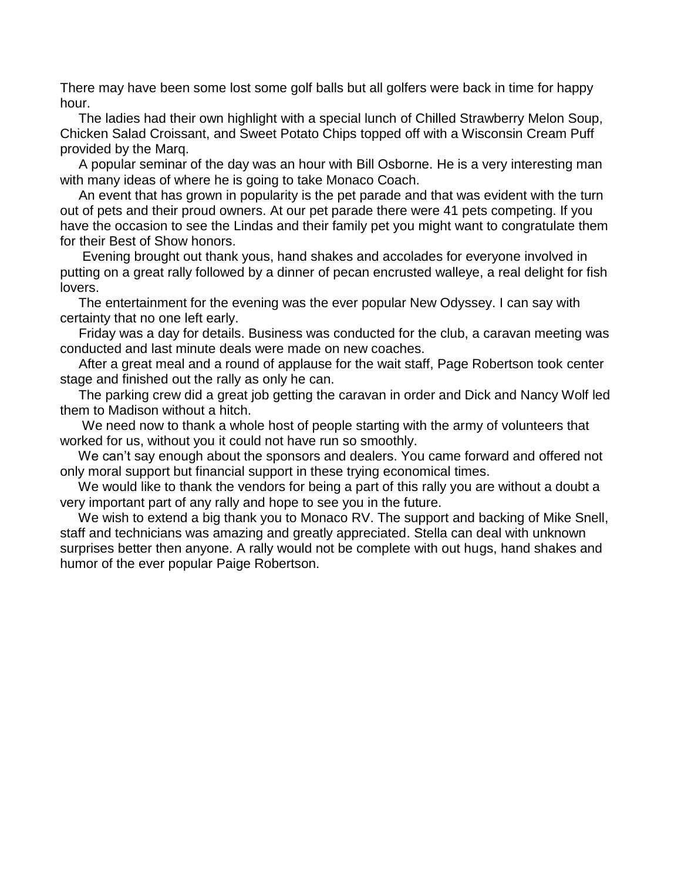There may have been some lost some golf balls but all golfers were back in time for happy hour.

The ladies had their own highlight with a special lunch of Chilled Strawberry Melon Soup, Chicken Salad Croissant, and Sweet Potato Chips topped off with a Wisconsin Cream Puff provided by the Marq.

A popular seminar of the day was an hour with Bill Osborne. He is a very interesting man with many ideas of where he is going to take Monaco Coach.

An event that has grown in popularity is the pet parade and that was evident with the turn out of pets and their proud owners. At our pet parade there were 41 pets competing. If you have the occasion to see the Lindas and their family pet you might want to congratulate them for their Best of Show honors.

Evening brought out thank yous, hand shakes and accolades for everyone involved in putting on a great rally followed by a dinner of pecan encrusted walleye, a real delight for fish lovers.

The entertainment for the evening was the ever popular New Odyssey. I can say with certainty that no one left early.

Friday was a day for details. Business was conducted for the club, a caravan meeting was conducted and last minute deals were made on new coaches.

After a great meal and a round of applause for the wait staff, Page Robertson took center stage and finished out the rally as only he can.

The parking crew did a great job getting the caravan in order and Dick and Nancy Wolf led them to Madison without a hitch.

We need now to thank a whole host of people starting with the army of volunteers that worked for us, without you it could not have run so smoothly.

We can't say enough about the sponsors and dealers. You came forward and offered not only moral support but financial support in these trying economical times.

We would like to thank the vendors for being a part of this rally you are without a doubt a very important part of any rally and hope to see you in the future.

We wish to extend a big thank you to Monaco RV. The support and backing of Mike Snell, staff and technicians was amazing and greatly appreciated. Stella can deal with unknown surprises better then anyone. A rally would not be complete with out hugs, hand shakes and humor of the ever popular Paige Robertson.